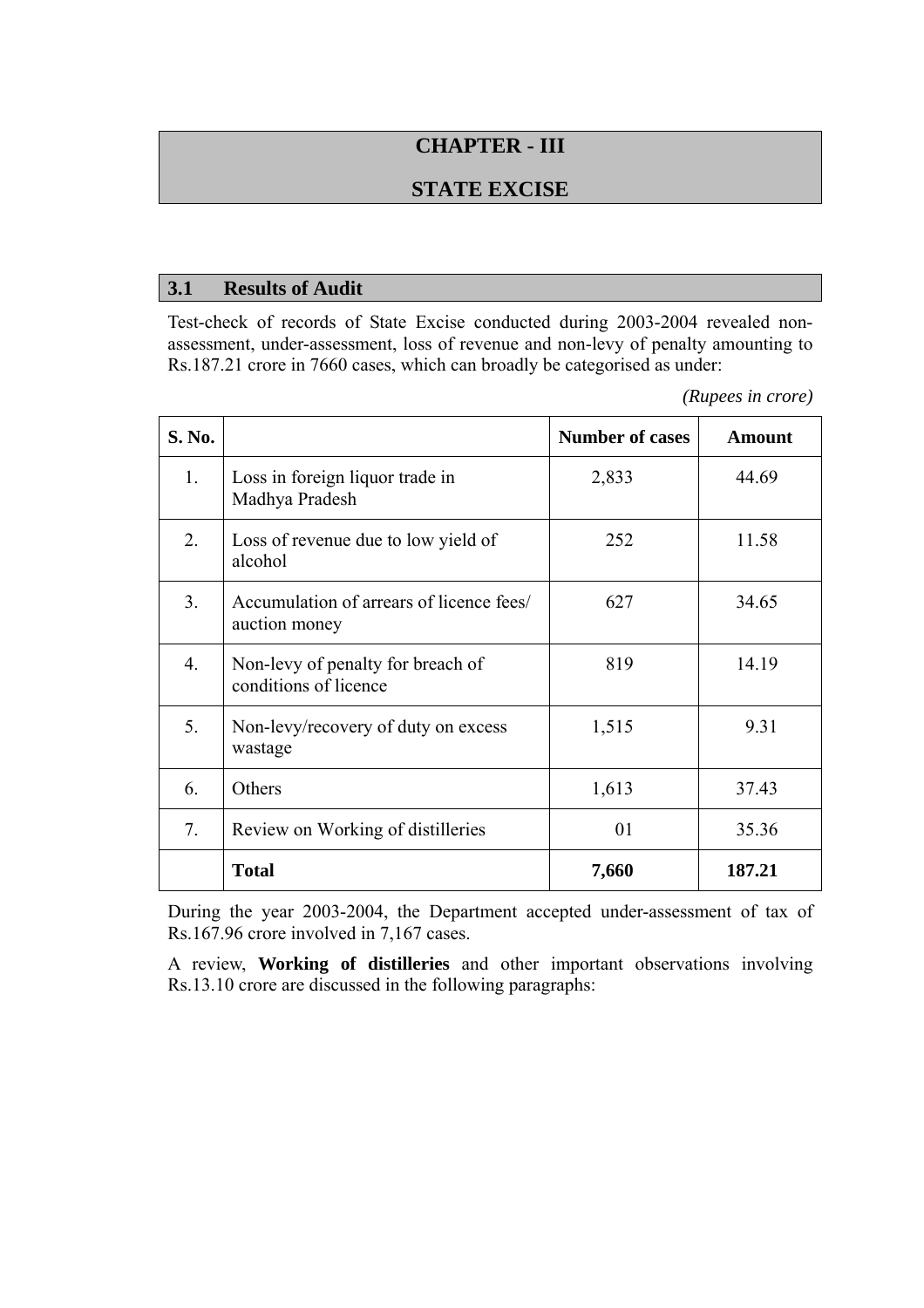# CHAPTER - III

# STATE EXCISE

## 3.1 Results of Audit

Test-check of records of State Excise conducted during 2003-2004 revealed non-assessment, under-assessment, loss of revenue and non-levy of penalty amounting to Rs.187.21 crore in 7660 cases, which can broadly be categorised as under:

*(Rupees in crore)*

| S. No. | | Number of cases | Amount |
|---|---|---|---|
| 1. | Loss in foreign liquor trade in Madhya Pradesh | 2,833 | 44.69 |
| 2. | Loss of revenue due to low yield of alcohol | 252 | 11.58 |
| 3. | Accumulation of arrears of licence fees/ auction money | 627 | 34.65 |
| 4. | Non-levy of penalty for breach of conditions of licence | 819 | 14.19 |
| 5. | Non-levy/recovery of duty on excess wastage | 1,515 | 9.31 |
| 6. | Others | 1,613 | 37.43 |
| 7. | Review on Working of distilleries | 01 | 35.36 |
| | **Total** | **7,660** | **187.21** |

During the year 2003-2004, the Department accepted under-assessment of tax of Rs.167.96 crore involved in 7,167 cases.

A review, **Working of distilleries** and other important observations involving Rs.13.10 crore are discussed in the following paragraphs: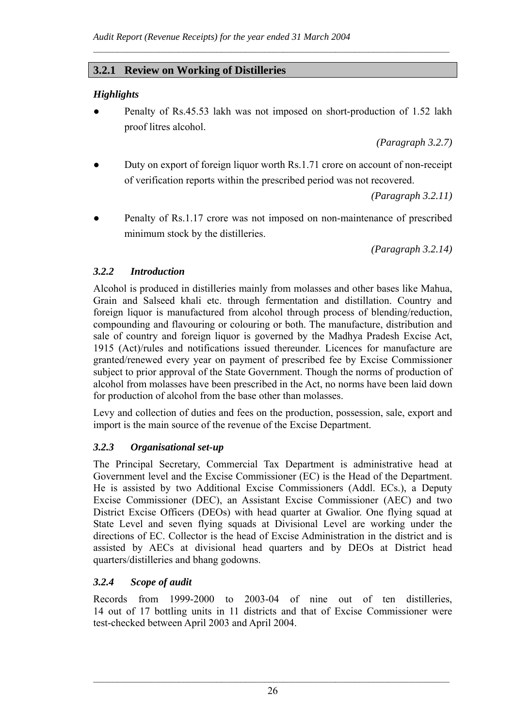## 3.2.1 Review on Working of Distilleries

*Highlights*

- Penalty of Rs.45.53 lakh was not imposed on short-production of 1.52 lakh proof litres alcohol.

  *(Paragraph 3.2.7)*

- Duty on export of foreign liquor worth Rs.1.71 crore on account of non-receipt of verification reports within the prescribed period was not recovered.

  *(Paragraph 3.2.11)*

- Penalty of Rs.1.17 crore was not imposed on non-maintenance of prescribed minimum stock by the distilleries.

  *(Paragraph 3.2.14)*

### *3.2.2 Introduction*

Alcohol is produced in distilleries mainly from molasses and other bases like Mahua, Grain and Salseed khali etc. through fermentation and distillation. Country and foreign liquor is manufactured from alcohol through process of blending/reduction, compounding and flavouring or colouring or both. The manufacture, distribution and sale of country and foreign liquor is governed by the Madhya Pradesh Excise Act, 1915 (Act)/rules and notifications issued thereunder. Licences for manufacture are granted/renewed every year on payment of prescribed fee by Excise Commissioner subject to prior approval of the State Government. Though the norms of production of alcohol from molasses have been prescribed in the Act, no norms have been laid down for production of alcohol from the base other than molasses.

Levy and collection of duties and fees on the production, possession, sale, export and import is the main source of the revenue of the Excise Department.

### *3.2.3 Organisational set-up*

The Principal Secretary, Commercial Tax Department is administrative head at Government level and the Excise Commissioner (EC) is the Head of the Department. He is assisted by two Additional Excise Commissioners (Addl. ECs.), a Deputy Excise Commissioner (DEC), an Assistant Excise Commissioner (AEC) and two District Excise Officers (DEOs) with head quarter at Gwalior. One flying squad at State Level and seven flying squads at Divisional Level are working under the directions of EC. Collector is the head of Excise Administration in the district and is assisted by AECs at divisional head quarters and by DEOs at District head quarters/distilleries and bhang godowns.

### *3.2.4 Scope of audit*

Records from 1999-2000 to 2003-04 of nine out of ten distilleries, 14 out of 17 bottling units in 11 districts and that of Excise Commissioner were test-checked between April 2003 and April 2004.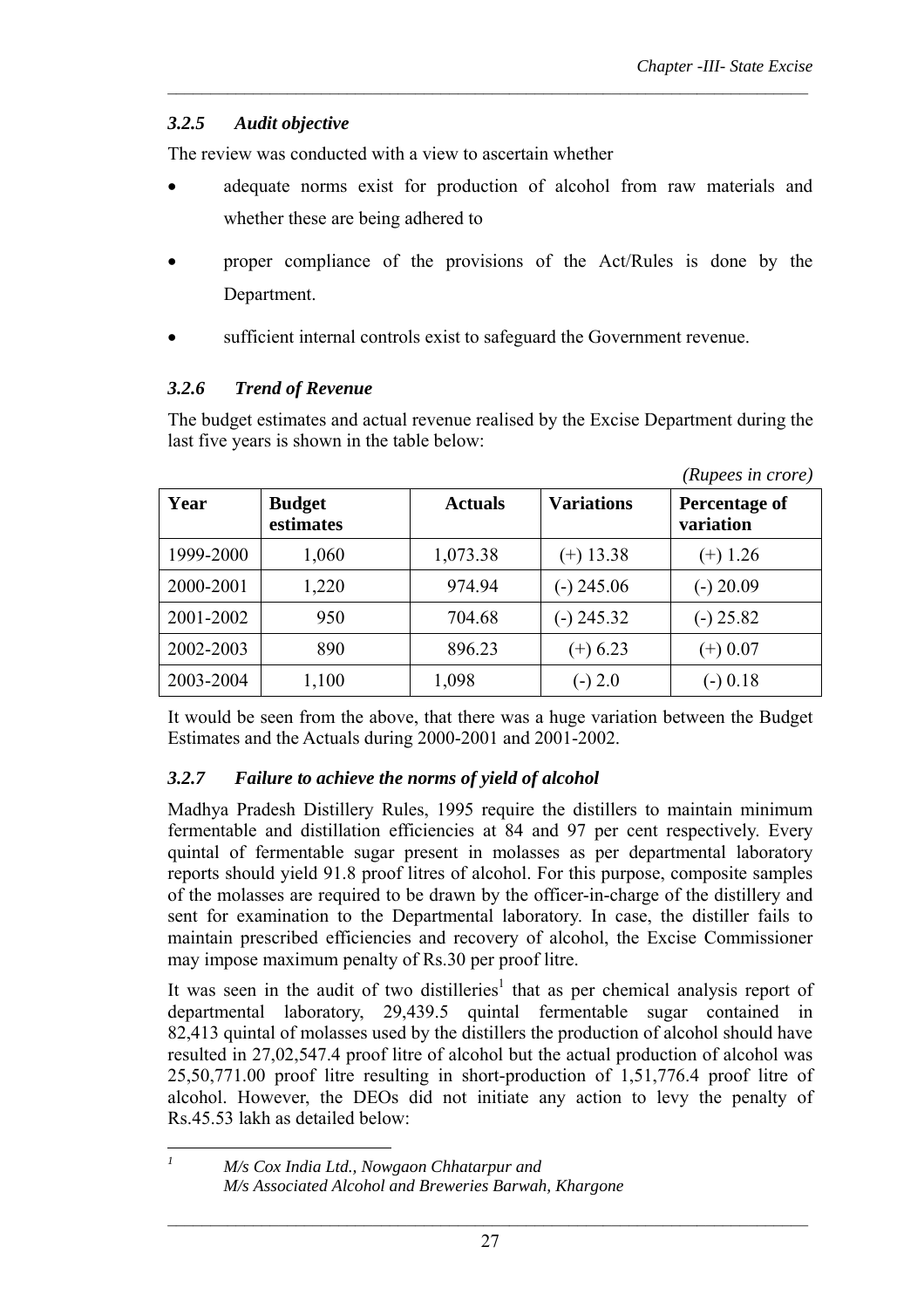### *3.2.5 Audit objective*

The review was conducted with a view to ascertain whether

- adequate norms exist for production of alcohol from raw materials and whether these are being adhered to
- proper compliance of the provisions of the Act/Rules is done by the Department.
- sufficient internal controls exist to safeguard the Government revenue.

### *3.2.6 Trend of Revenue*

The budget estimates and actual revenue realised by the Excise Department during the last five years is shown in the table below:

*(Rupees in crore)*

| **Year** | **Budget estimates** | **Actuals** | **Variations** | **Percentage of variation** |
|---|---|---|---|---|
| 1999-2000 | 1,060 | 1,073.38 | (+) 13.38 | (+) 1.26 |
| 2000-2001 | 1,220 | 974.94 | (-) 245.06 | (-) 20.09 |
| 2001-2002 | 950 | 704.68 | (-) 245.32 | (-) 25.82 |
| 2002-2003 | 890 | 896.23 | (+) 6.23 | (+) 0.07 |
| 2003-2004 | 1,100 | 1,098 | (-) 2.0 | (-) 0.18 |

It would be seen from the above, that there was a huge variation between the Budget Estimates and the Actuals during 2000-2001 and 2001-2002.

### *3.2.7 Failure to achieve the norms of yield of alcohol*

Madhya Pradesh Distillery Rules, 1995 require the distillers to maintain minimum fermentable and distillation efficiencies at 84 and 97 per cent respectively. Every quintal of fermentable sugar present in molasses as per departmental laboratory reports should yield 91.8 proof litres of alcohol. For this purpose, composite samples of the molasses are required to be drawn by the officer-in-charge of the distillery and sent for examination to the Departmental laboratory. In case, the distiller fails to maintain prescribed efficiencies and recovery of alcohol, the Excise Commissioner may impose maximum penalty of Rs.30 per proof litre.

It was seen in the audit of two distilleries[1] that as per chemical analysis report of departmental laboratory, 29,439.5 quintal fermentable sugar contained in 82,413 quintal of molasses used by the distillers the production of alcohol should have resulted in 27,02,547.4 proof litre of alcohol but the actual production of alcohol was 25,50,771.00 proof litre resulting in short-production of 1,51,776.4 proof litre of alcohol. However, the DEOs did not initiate any action to levy the penalty of Rs.45.53 lakh as detailed below:

[1] *M/s Cox India Ltd., Nowgaon Chhatarpur and M/s Associated Alcohol and Breweries Barwah, Khargone*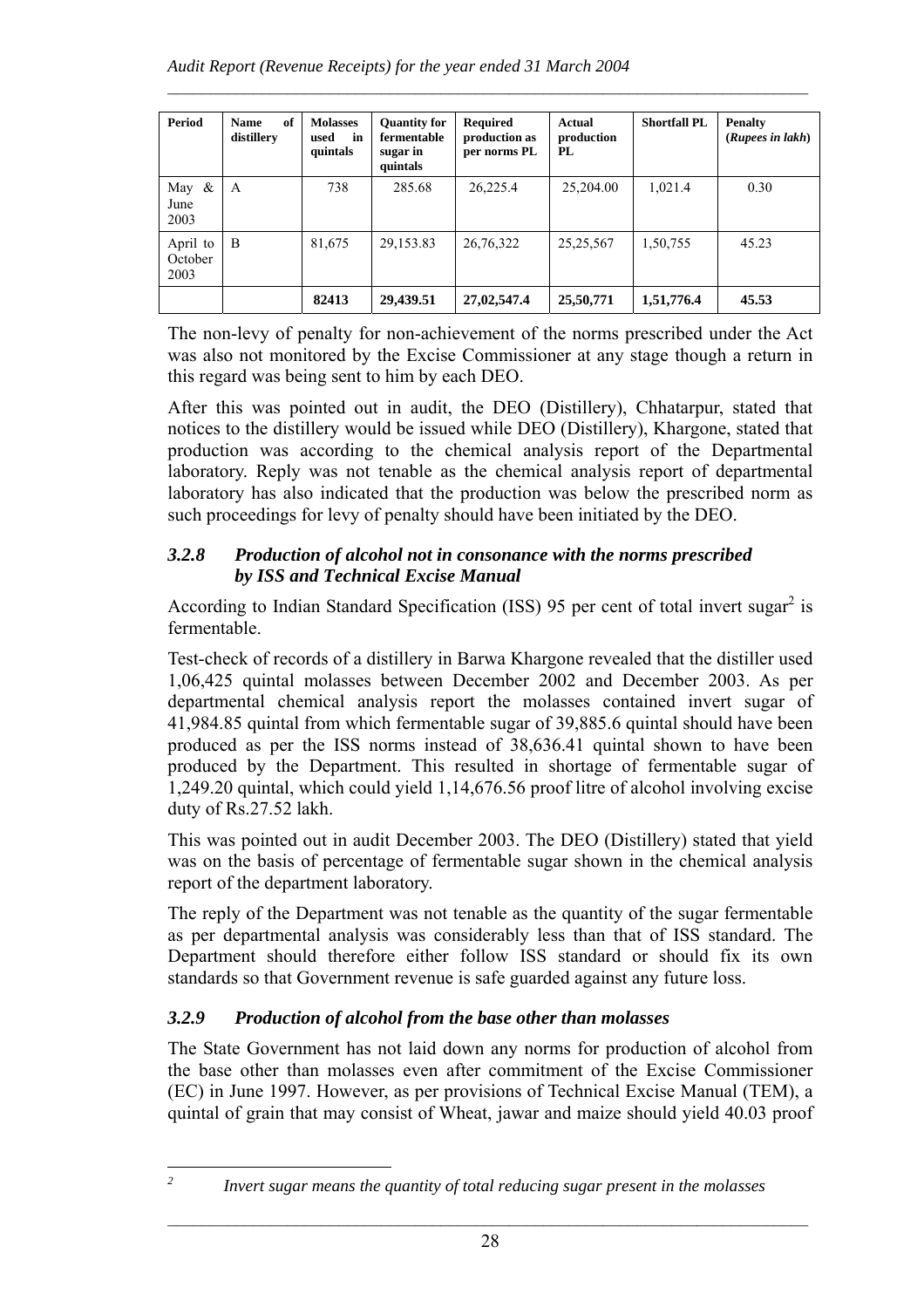| Period | Name of distillery | Molasses used in quintals | Quantity for fermentable sugar in quintals | Required production as per norms PL | Actual production PL | Shortfall PL | Penalty (*Rupees in lakh*) |
|---|---|---|---|---|---|---|---|
| May & June 2003 | A | 738 | 285.68 | 26,225.4 | 25,204.00 | 1,021.4 | 0.30 |
| April to October 2003 | B | 81,675 | 29,153.83 | 26,76,322 | 25,25,567 | 1,50,755 | 45.23 |
| | | **82413** | **29,439.51** | **27,02,547.4** | **25,50,771** | **1,51,776.4** | **45.53** |

The non-levy of penalty for non-achievement of the norms prescribed under the Act was also not monitored by the Excise Commissioner at any stage though a return in this regard was being sent to him by each DEO.

After this was pointed out in audit, the DEO (Distillery), Chhatarpur, stated that notices to the distillery would be issued while DEO (Distillery), Khargone, stated that production was according to the chemical analysis report of the Departmental laboratory. Reply was not tenable as the chemical analysis report of departmental laboratory has also indicated that the production was below the prescribed norm as such proceedings for levy of penalty should have been initiated by the DEO.

### *3.2.8 Production of alcohol not in consonance with the norms prescribed by ISS and Technical Excise Manual*

According to Indian Standard Specification (ISS) 95 per cent of total invert sugar[2] is fermentable.

Test-check of records of a distillery in Barwa Khargone revealed that the distiller used 1,06,425 quintal molasses between December 2002 and December 2003. As per departmental chemical analysis report the molasses contained invert sugar of 41,984.85 quintal from which fermentable sugar of 39,885.6 quintal should have been produced as per the ISS norms instead of 38,636.41 quintal shown to have been produced by the Department. This resulted in shortage of fermentable sugar of 1,249.20 quintal, which could yield 1,14,676.56 proof litre of alcohol involving excise duty of Rs.27.52 lakh.

This was pointed out in audit December 2003. The DEO (Distillery) stated that yield was on the basis of percentage of fermentable sugar shown in the chemical analysis report of the department laboratory.

The reply of the Department was not tenable as the quantity of the sugar fermentable as per departmental analysis was considerably less than that of ISS standard. The Department should therefore either follow ISS standard or should fix its own standards so that Government revenue is safe guarded against any future loss.

### *3.2.9 Production of alcohol from the base other than molasses*

The State Government has not laid down any norms for production of alcohol from the base other than molasses even after commitment of the Excise Commissioner (EC) in June 1997. However, as per provisions of Technical Excise Manual (TEM), a quintal of grain that may consist of Wheat, jawar and maize should yield 40.03 proof

[2] *Invert sugar means the quantity of total reducing sugar present in the molasses*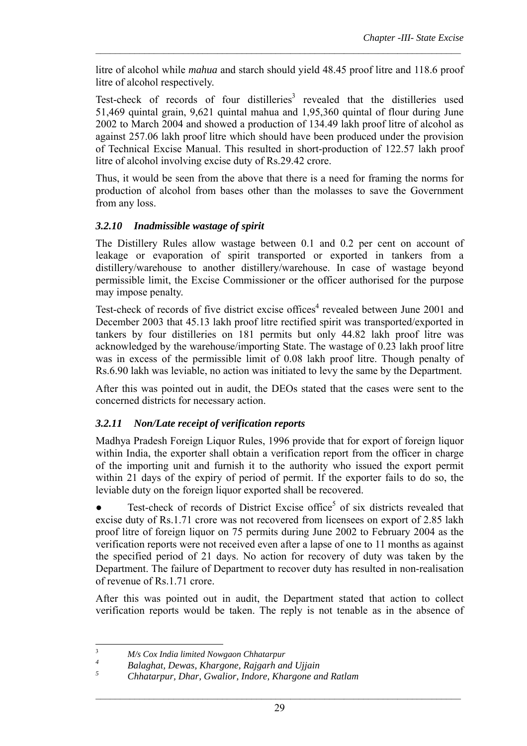litre of alcohol while *mahua* and starch should yield 48.45 proof litre and 118.6 proof litre of alcohol respectively.

Test-check of records of four distilleries[3] revealed that the distilleries used 51,469 quintal grain, 9,621 quintal mahua and 1,95,360 quintal of flour during June 2002 to March 2004 and showed a production of 134.49 lakh proof litre of alcohol as against 257.06 lakh proof litre which should have been produced under the provision of Technical Excise Manual. This resulted in short-production of 122.57 lakh proof litre of alcohol involving excise duty of Rs.29.42 crore.

Thus, it would be seen from the above that there is a need for framing the norms for production of alcohol from bases other than the molasses to save the Government from any loss.

### *3.2.10 Inadmissible wastage of spirit*

The Distillery Rules allow wastage between 0.1 and 0.2 per cent on account of leakage or evaporation of spirit transported or exported in tankers from a distillery/warehouse to another distillery/warehouse. In case of wastage beyond permissible limit, the Excise Commissioner or the officer authorised for the purpose may impose penalty.

Test-check of records of five district excise offices[4] revealed between June 2001 and December 2003 that 45.13 lakh proof litre rectified spirit was transported/exported in tankers by four distilleries on 181 permits but only 44.82 lakh proof litre was acknowledged by the warehouse/importing State. The wastage of 0.23 lakh proof litre was in excess of the permissible limit of 0.08 lakh proof litre. Though penalty of Rs.6.90 lakh was leviable, no action was initiated to levy the same by the Department.

After this was pointed out in audit, the DEOs stated that the cases were sent to the concerned districts for necessary action.

### *3.2.11 Non/Late receipt of verification reports*

Madhya Pradesh Foreign Liquor Rules, 1996 provide that for export of foreign liquor within India, the exporter shall obtain a verification report from the officer in charge of the importing unit and furnish it to the authority who issued the export permit within 21 days of the expiry of period of permit. If the exporter fails to do so, the leviable duty on the foreign liquor exported shall be recovered.

- Test-check of records of District Excise office[5] of six districts revealed that excise duty of Rs.1.71 crore was not recovered from licensees on export of 2.85 lakh proof litre of foreign liquor on 75 permits during June 2002 to February 2004 as the verification reports were not received even after a lapse of one to 11 months as against the specified period of 21 days. No action for recovery of duty was taken by the Department. The failure of Department to recover duty has resulted in non-realisation of revenue of Rs.1.71 crore.

After this was pointed out in audit, the Department stated that action to collect verification reports would be taken. The reply is not tenable as in the absence of

---

[3] *M/s Cox India limited Nowgaon Chhatarpur*

[4] *Balaghat, Dewas, Khargone, Rajgarh and Ujjain*

[5] *Chhatarpur, Dhar, Gwalior, Indore, Khargone and Ratlam*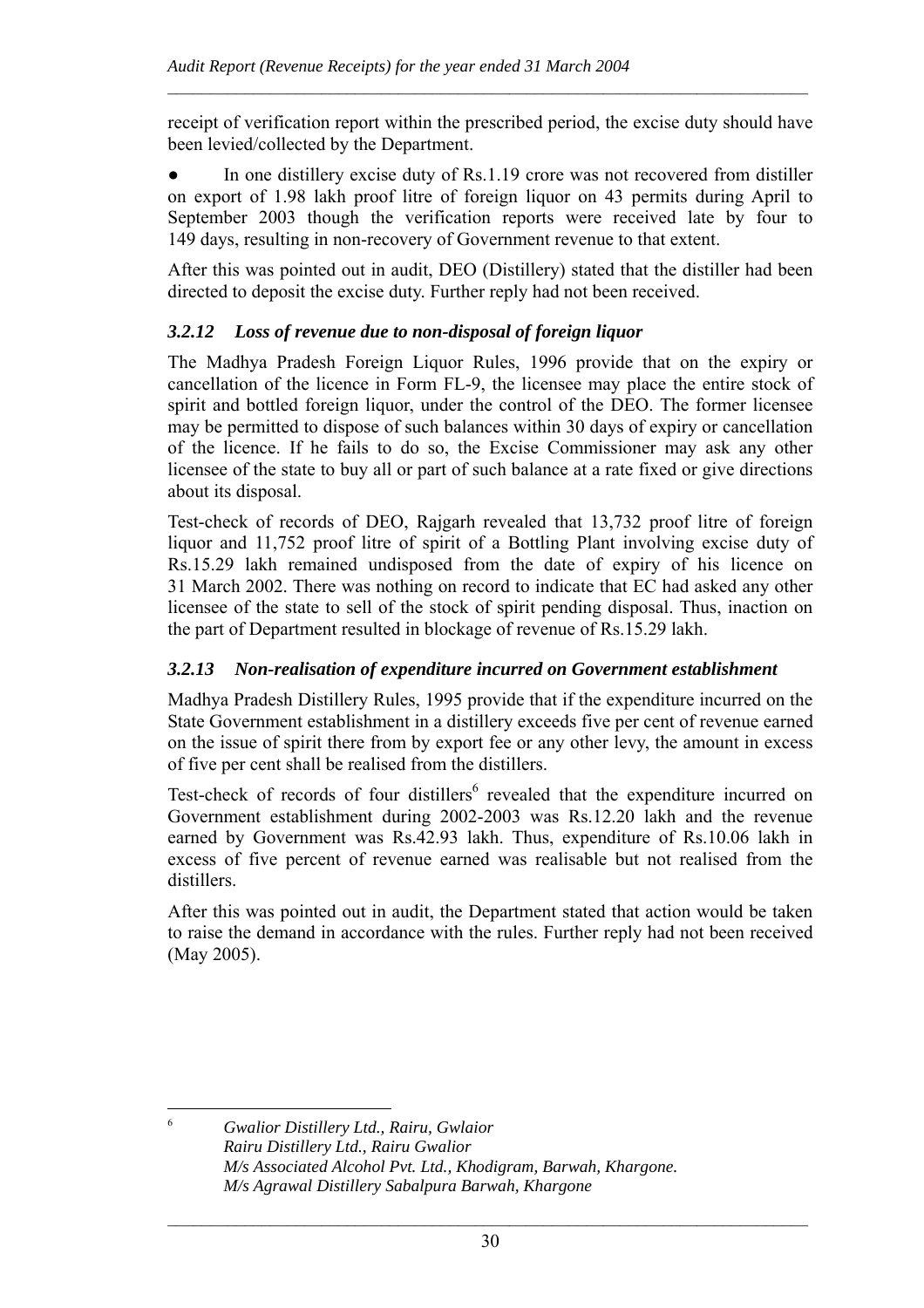receipt of verification report within the prescribed period, the excise duty should have been levied/collected by the Department.

- In one distillery excise duty of Rs.1.19 crore was not recovered from distiller on export of 1.98 lakh proof litre of foreign liquor on 43 permits during April to September 2003 though the verification reports were received late by four to 149 days, resulting in non-recovery of Government revenue to that extent.

After this was pointed out in audit, DEO (Distillery) stated that the distiller had been directed to deposit the excise duty. Further reply had not been received.

### *3.2.12 Loss of revenue due to non-disposal of foreign liquor*

The Madhya Pradesh Foreign Liquor Rules, 1996 provide that on the expiry or cancellation of the licence in Form FL-9, the licensee may place the entire stock of spirit and bottled foreign liquor, under the control of the DEO. The former licensee may be permitted to dispose of such balances within 30 days of expiry or cancellation of the licence. If he fails to do so, the Excise Commissioner may ask any other licensee of the state to buy all or part of such balance at a rate fixed or give directions about its disposal.

Test-check of records of DEO, Rajgarh revealed that 13,732 proof litre of foreign liquor and 11,752 proof litre of spirit of a Bottling Plant involving excise duty of Rs.15.29 lakh remained undisposed from the date of expiry of his licence on 31 March 2002. There was nothing on record to indicate that EC had asked any other licensee of the state to sell of the stock of spirit pending disposal. Thus, inaction on the part of Department resulted in blockage of revenue of Rs.15.29 lakh.

### *3.2.13 Non-realisation of expenditure incurred on Government establishment*

Madhya Pradesh Distillery Rules, 1995 provide that if the expenditure incurred on the State Government establishment in a distillery exceeds five per cent of revenue earned on the issue of spirit there from by export fee or any other levy, the amount in excess of five per cent shall be realised from the distillers.

Test-check of records of four distillers[6] revealed that the expenditure incurred on Government establishment during 2002-2003 was Rs.12.20 lakh and the revenue earned by Government was Rs.42.93 lakh. Thus, expenditure of Rs.10.06 lakh in excess of five percent of revenue earned was realisable but not realised from the distillers.

After this was pointed out in audit, the Department stated that action would be taken to raise the demand in accordance with the rules. Further reply had not been received (May 2005).

---

[6] *Gwalior Distillery Ltd., Rairu, Gwlaior*
*Rairu Distillery Ltd., Rairu Gwalior*
*M/s Associated Alcohol Pvt. Ltd., Khodigram, Barwah, Khargone.*
*M/s Agrawal Distillery Sabalpura Barwah, Khargone*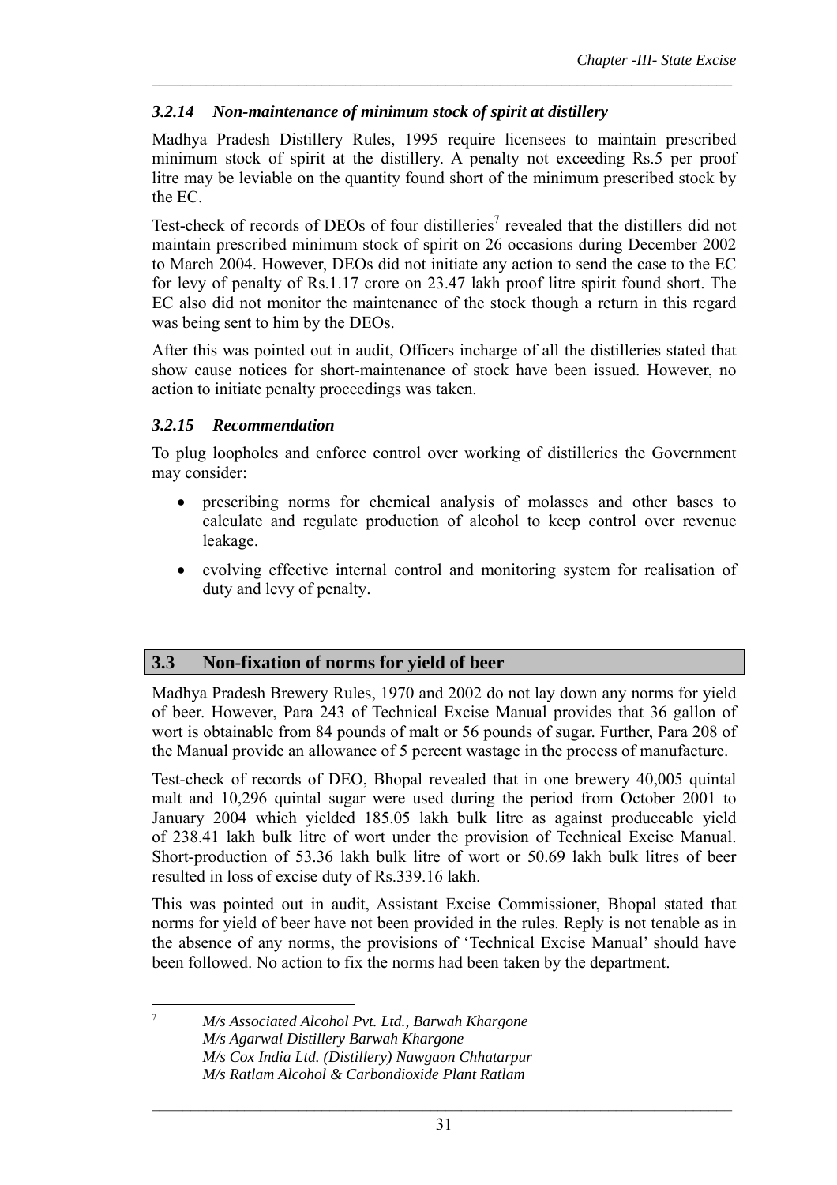### *3.2.14 Non-maintenance of minimum stock of spirit at distillery*

Madhya Pradesh Distillery Rules, 1995 require licensees to maintain prescribed minimum stock of spirit at the distillery. A penalty not exceeding Rs.5 per proof litre may be leviable on the quantity found short of the minimum prescribed stock by the EC.

Test-check of records of DEOs of four distilleries[7] revealed that the distillers did not maintain prescribed minimum stock of spirit on 26 occasions during December 2002 to March 2004. However, DEOs did not initiate any action to send the case to the EC for levy of penalty of Rs.1.17 crore on 23.47 lakh proof litre spirit found short. The EC also did not monitor the maintenance of the stock though a return in this regard was being sent to him by the DEOs.

After this was pointed out in audit, Officers incharge of all the distilleries stated that show cause notices for short-maintenance of stock have been issued. However, no action to initiate penalty proceedings was taken.

### *3.2.15 Recommendation*

To plug loopholes and enforce control over working of distilleries the Government may consider:

- prescribing norms for chemical analysis of molasses and other bases to calculate and regulate production of alcohol to keep control over revenue leakage.
- evolving effective internal control and monitoring system for realisation of duty and levy of penalty.

## 3.3 Non-fixation of norms for yield of beer

Madhya Pradesh Brewery Rules, 1970 and 2002 do not lay down any norms for yield of beer. However, Para 243 of Technical Excise Manual provides that 36 gallon of wort is obtainable from 84 pounds of malt or 56 pounds of sugar. Further, Para 208 of the Manual provide an allowance of 5 percent wastage in the process of manufacture.

Test-check of records of DEO, Bhopal revealed that in one brewery 40,005 quintal malt and 10,296 quintal sugar were used during the period from October 2001 to January 2004 which yielded 185.05 lakh bulk litre as against produceable yield of 238.41 lakh bulk litre of wort under the provision of Technical Excise Manual. Short-production of 53.36 lakh bulk litre of wort or 50.69 lakh bulk litres of beer resulted in loss of excise duty of Rs.339.16 lakh.

This was pointed out in audit, Assistant Excise Commissioner, Bhopal stated that norms for yield of beer have not been provided in the rules. Reply is not tenable as in the absence of any norms, the provisions of 'Technical Excise Manual' should have been followed. No action to fix the norms had been taken by the department.

---

[7] *M/s Associated Alcohol Pvt. Ltd., Barwah Khargone*
*M/s Agarwal Distillery Barwah Khargone*
*M/s Cox India Ltd. (Distillery) Nawgaon Chhatarpur*
*M/s Ratlam Alcohol & Carbondioxide Plant Ratlam*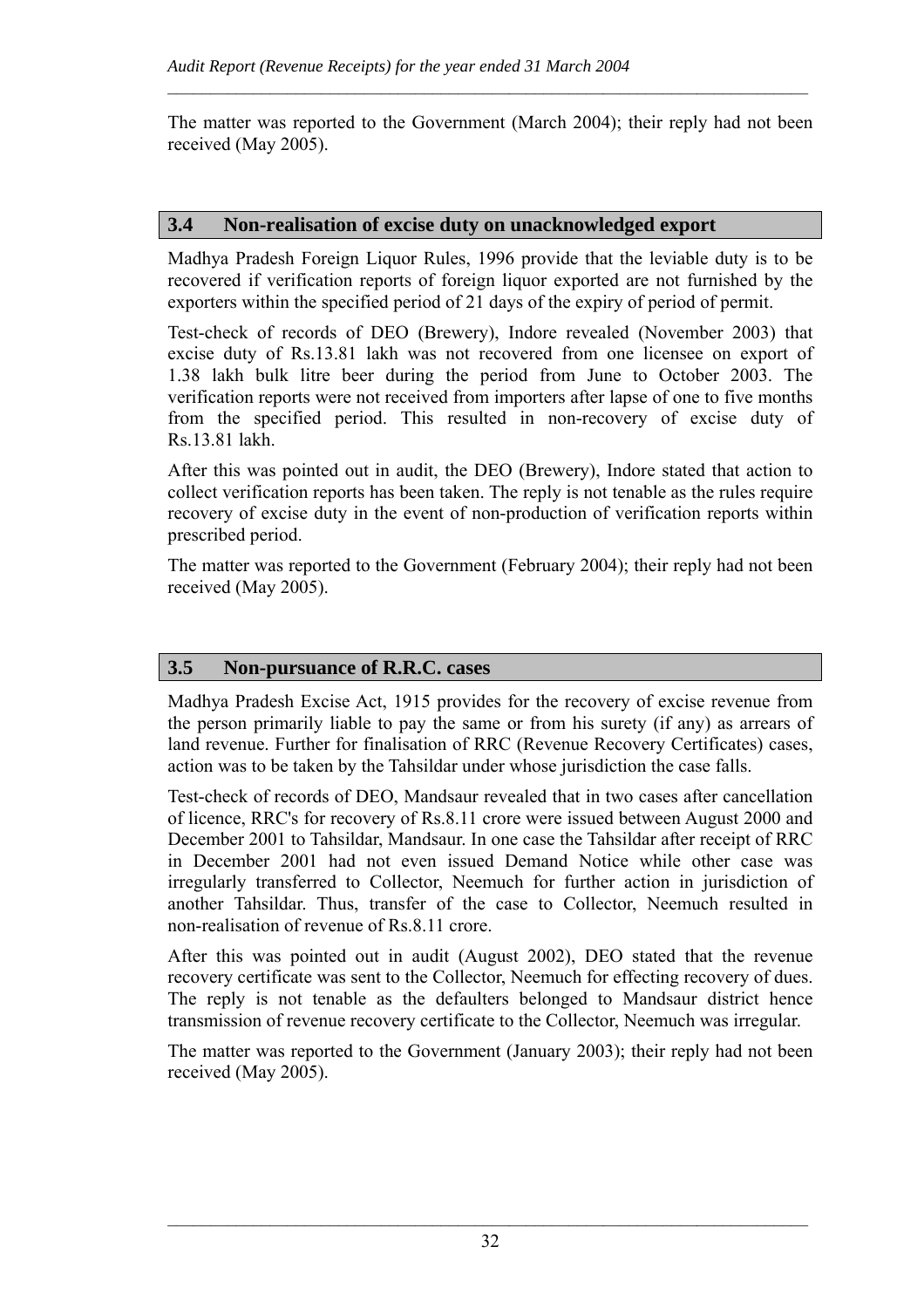The matter was reported to the Government (March 2004); their reply had not been received (May 2005).

## 3.4 Non-realisation of excise duty on unacknowledged export

Madhya Pradesh Foreign Liquor Rules, 1996 provide that the leviable duty is to be recovered if verification reports of foreign liquor exported are not furnished by the exporters within the specified period of 21 days of the expiry of period of permit.

Test-check of records of DEO (Brewery), Indore revealed (November 2003) that excise duty of Rs.13.81 lakh was not recovered from one licensee on export of 1.38 lakh bulk litre beer during the period from June to October 2003. The verification reports were not received from importers after lapse of one to five months from the specified period. This resulted in non-recovery of excise duty of Rs.13.81 lakh.

After this was pointed out in audit, the DEO (Brewery), Indore stated that action to collect verification reports has been taken. The reply is not tenable as the rules require recovery of excise duty in the event of non-production of verification reports within prescribed period.

The matter was reported to the Government (February 2004); their reply had not been received (May 2005).

## 3.5 Non-pursuance of R.R.C. cases

Madhya Pradesh Excise Act, 1915 provides for the recovery of excise revenue from the person primarily liable to pay the same or from his surety (if any) as arrears of land revenue. Further for finalisation of RRC (Revenue Recovery Certificates) cases, action was to be taken by the Tahsildar under whose jurisdiction the case falls.

Test-check of records of DEO, Mandsaur revealed that in two cases after cancellation of licence, RRC's for recovery of Rs.8.11 crore were issued between August 2000 and December 2001 to Tahsildar, Mandsaur. In one case the Tahsildar after receipt of RRC in December 2001 had not even issued Demand Notice while other case was irregularly transferred to Collector, Neemuch for further action in jurisdiction of another Tahsildar. Thus, transfer of the case to Collector, Neemuch resulted in non-realisation of revenue of Rs.8.11 crore.

After this was pointed out in audit (August 2002), DEO stated that the revenue recovery certificate was sent to the Collector, Neemuch for effecting recovery of dues. The reply is not tenable as the defaulters belonged to Mandsaur district hence transmission of revenue recovery certificate to the Collector, Neemuch was irregular.

The matter was reported to the Government (January 2003); their reply had not been received (May 2005).